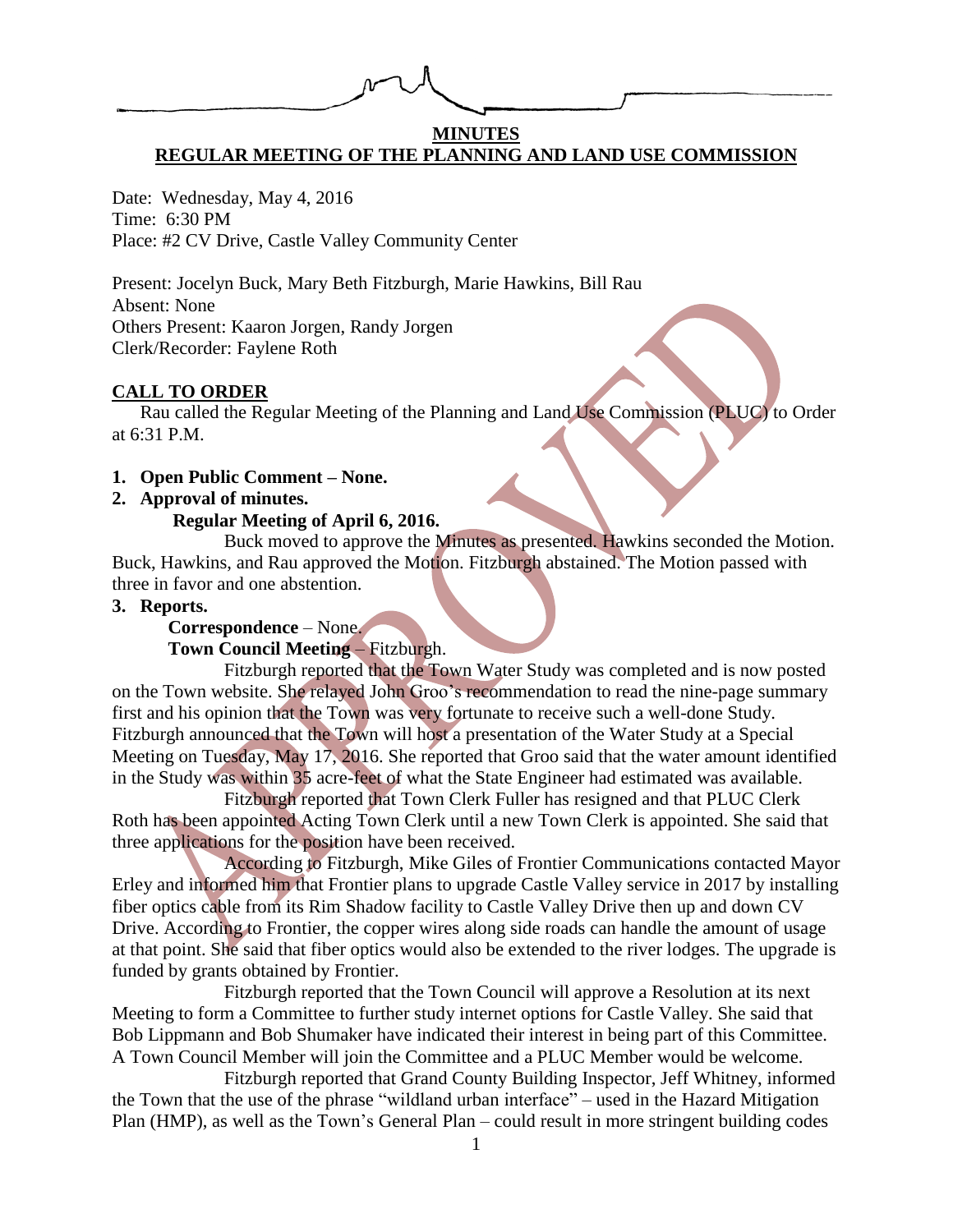**MINUTES**

**REGULAR MEETING OF THE PLANNING AND LAND USE COMMISSION**

Date: Wednesday, May 4, 2016
Time: 6:30 PM
Place: #2 CV Drive, Castle Valley Community Center

Present: Jocelyn Buck, Mary Beth Fitzburgh, Marie Hawkins, Bill Rau
Absent: None
Others Present: Kaaron Jorgen, Randy Jorgen
Clerk/Recorder: Faylene Roth

**CALL TO ORDER**

Rau called the Regular Meeting of the Planning and Land Use Commission (PLUC) to Order at 6:31 P.M.

1. **Open Public Comment – None.**
2. **Approval of minutes.**

   **Regular Meeting of April 6, 2016.**

   Buck moved to approve the Minutes as presented. Hawkins seconded the Motion. Buck, Hawkins, and Rau approved the Motion. Fitzburgh abstained. The Motion passed with three in favor and one abstention.

3. **Reports.**

   **Correspondence** – None.

   **Town Council Meeting** – Fitzburgh.

   Fitzburgh reported that the Town Water Study was completed and is now posted on the Town website. She relayed John Groo's recommendation to read the nine-page summary first and his opinion that the Town was very fortunate to receive such a well-done Study. Fitzburgh announced that the Town will host a presentation of the Water Study at a Special Meeting on Tuesday, May 17, 2016. She reported that Groo said that the water amount identified in the Study was within 35 acre-feet of what the State Engineer had estimated was available.

   Fitzburgh reported that Town Clerk Fuller has resigned and that PLUC Clerk Roth has been appointed Acting Town Clerk until a new Town Clerk is appointed. She said that three applications for the position have been received.

   According to Fitzburgh, Mike Giles of Frontier Communications contacted Mayor Erley and informed him that Frontier plans to upgrade Castle Valley service in 2017 by installing fiber optics cable from its Rim Shadow facility to Castle Valley Drive then up and down CV Drive. According to Frontier, the copper wires along side roads can handle the amount of usage at that point. She said that fiber optics would also be extended to the river lodges. The upgrade is funded by grants obtained by Frontier.

   Fitzburgh reported that the Town Council will approve a Resolution at its next Meeting to form a Committee to further study internet options for Castle Valley. She said that Bob Lippmann and Bob Shumaker have indicated their interest in being part of this Committee. A Town Council Member will join the Committee and a PLUC Member would be welcome.

   Fitzburgh reported that Grand County Building Inspector, Jeff Whitney, informed the Town that the use of the phrase "wildland urban interface" – used in the Hazard Mitigation Plan (HMP), as well as the Town's General Plan – could result in more stringent building codes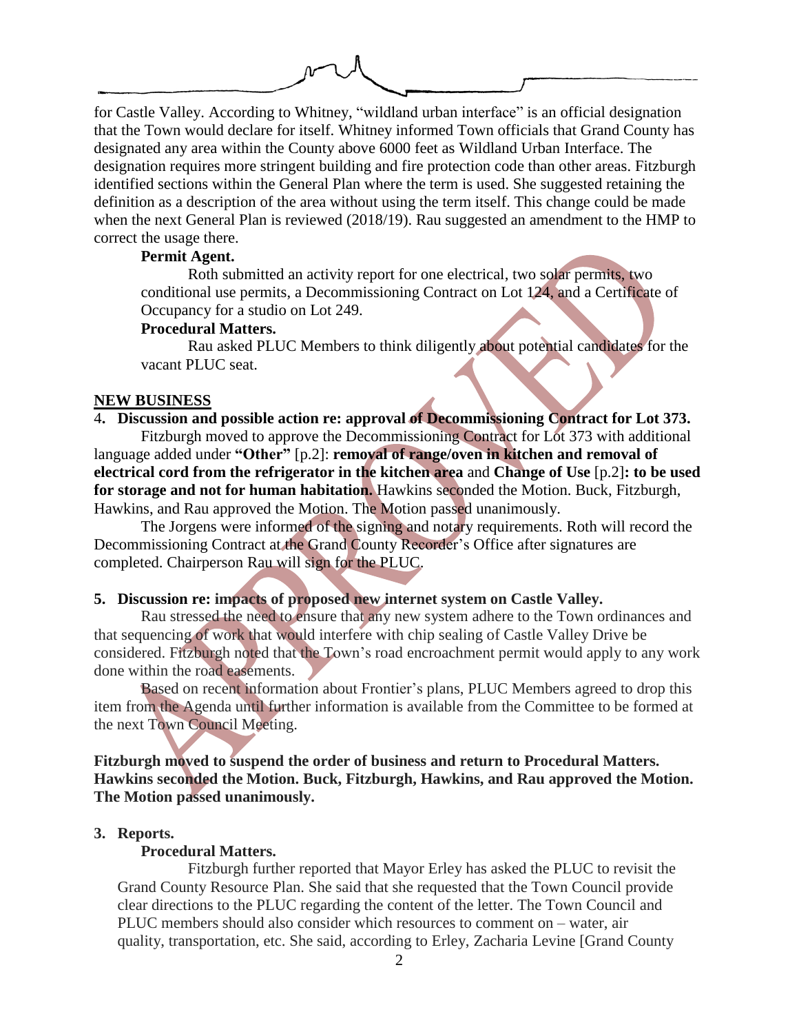for Castle Valley. According to Whitney, "wildland urban interface" is an official designation that the Town would declare for itself. Whitney informed Town officials that Grand County has designated any area within the County above 6000 feet as Wildland Urban Interface. The designation requires more stringent building and fire protection code than other areas. Fitzburgh identified sections within the General Plan where the term is used. She suggested retaining the definition as a description of the area without using the term itself. This change could be made when the next General Plan is reviewed (2018/19). Rau suggested an amendment to the HMP to correct the usage there.

**Permit Agent.**

Roth submitted an activity report for one electrical, two solar permits, two conditional use permits, a Decommissioning Contract on Lot 124, and a Certificate of Occupancy for a studio on Lot 249.

**Procedural Matters.**

Rau asked PLUC Members to think diligently about potential candidates for the vacant PLUC seat.

## NEW BUSINESS

**4. Discussion and possible action re: approval of Decommissioning Contract for Lot 373.**

Fitzburgh moved to approve the Decommissioning Contract for Lot 373 with additional language added under **"Other"** [p.2]: **removal of range/oven in kitchen and removal of electrical cord from the refrigerator in the kitchen area** and **Change of Use** [p.2]**: to be used for storage and not for human habitation.** Hawkins seconded the Motion. Buck, Fitzburgh, Hawkins, and Rau approved the Motion. The Motion passed unanimously.

The Jorgens were informed of the signing and notary requirements. Roth will record the Decommissioning Contract at the Grand County Recorder's Office after signatures are completed. Chairperson Rau will sign for the PLUC.

**5. Discussion re: impacts of proposed new internet system on Castle Valley.**

Rau stressed the need to ensure that any new system adhere to the Town ordinances and that sequencing of work that would interfere with chip sealing of Castle Valley Drive be considered. Fitzburgh noted that the Town's road encroachment permit would apply to any work done within the road easements.

Based on recent information about Frontier's plans, PLUC Members agreed to drop this item from the Agenda until further information is available from the Committee to be formed at the next Town Council Meeting.

**Fitzburgh moved to suspend the order of business and return to Procedural Matters. Hawkins seconded the Motion. Buck, Fitzburgh, Hawkins, and Rau approved the Motion. The Motion passed unanimously.**

**3. Reports.**

**Procedural Matters.**

Fitzburgh further reported that Mayor Erley has asked the PLUC to revisit the Grand County Resource Plan. She said that she requested that the Town Council provide clear directions to the PLUC regarding the content of the letter. The Town Council and PLUC members should also consider which resources to comment on – water, air quality, transportation, etc. She said, according to Erley, Zacharia Levine [Grand County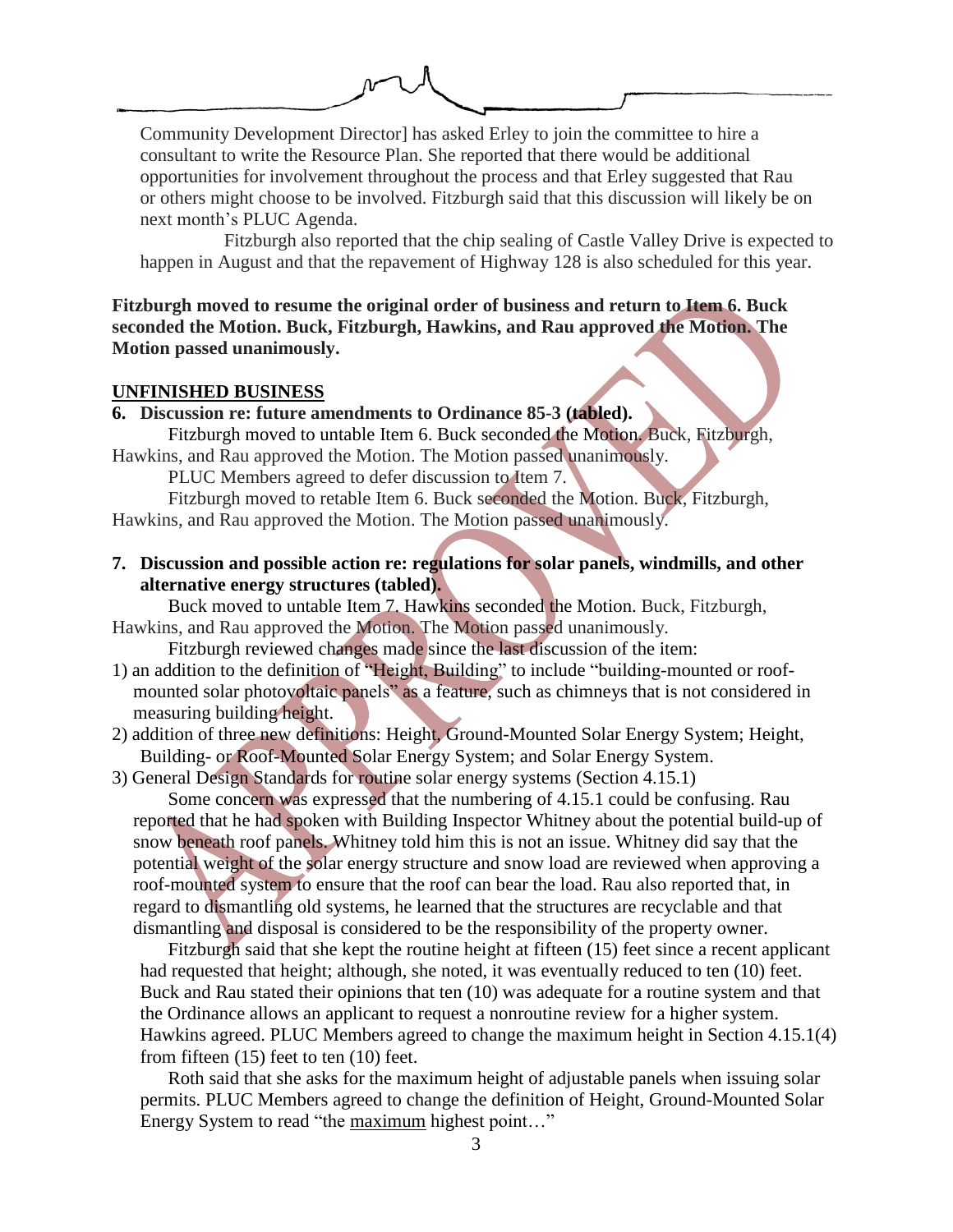Community Development Director] has asked Erley to join the committee to hire a consultant to write the Resource Plan. She reported that there would be additional opportunities for involvement throughout the process and that Erley suggested that Rau or others might choose to be involved. Fitzburgh said that this discussion will likely be on next month's PLUC Agenda.

Fitzburgh also reported that the chip sealing of Castle Valley Drive is expected to happen in August and that the repavement of Highway 128 is also scheduled for this year.

**Fitzburgh moved to resume the original order of business and return to Item 6. Buck seconded the Motion. Buck, Fitzburgh, Hawkins, and Rau approved the Motion. The Motion passed unanimously.**

**UNFINISHED BUSINESS**

**6. Discussion re: future amendments to Ordinance 85-3 (tabled).**

Fitzburgh moved to untable Item 6. Buck seconded the Motion. Buck, Fitzburgh, Hawkins, and Rau approved the Motion. The Motion passed unanimously.

PLUC Members agreed to defer discussion to Item 7.

Fitzburgh moved to retable Item 6. Buck seconded the Motion. Buck, Fitzburgh, Hawkins, and Rau approved the Motion. The Motion passed unanimously.

**7. Discussion and possible action re: regulations for solar panels, windmills, and other alternative energy structures (tabled).**

Buck moved to untable Item 7. Hawkins seconded the Motion. Buck, Fitzburgh, Hawkins, and Rau approved the Motion. The Motion passed unanimously.

Fitzburgh reviewed changes made since the last discussion of the item:

1) an addition to the definition of "Height, Building" to include "building-mounted or roof-mounted solar photovoltaic panels" as a feature, such as chimneys that is not considered in measuring building height.
2) addition of three new definitions: Height, Ground-Mounted Solar Energy System; Height, Building- or Roof-Mounted Solar Energy System; and Solar Energy System.
3) General Design Standards for routine solar energy systems (Section 4.15.1)

Some concern was expressed that the numbering of 4.15.1 could be confusing. Rau reported that he had spoken with Building Inspector Whitney about the potential build-up of snow beneath roof panels. Whitney told him this is not an issue. Whitney did say that the potential weight of the solar energy structure and snow load are reviewed when approving a roof-mounted system to ensure that the roof can bear the load. Rau also reported that, in regard to dismantling old systems, he learned that the structures are recyclable and that dismantling and disposal is considered to be the responsibility of the property owner.

Fitzburgh said that she kept the routine height at fifteen (15) feet since a recent applicant had requested that height; although, she noted, it was eventually reduced to ten (10) feet. Buck and Rau stated their opinions that ten (10) was adequate for a routine system and that the Ordinance allows an applicant to request a nonroutine review for a higher system. Hawkins agreed. PLUC Members agreed to change the maximum height in Section 4.15.1(4) from fifteen (15) feet to ten (10) feet.

Roth said that she asks for the maximum height of adjustable panels when issuing solar permits. PLUC Members agreed to change the definition of Height, Ground-Mounted Solar Energy System to read "the <u>maximum</u> highest point…"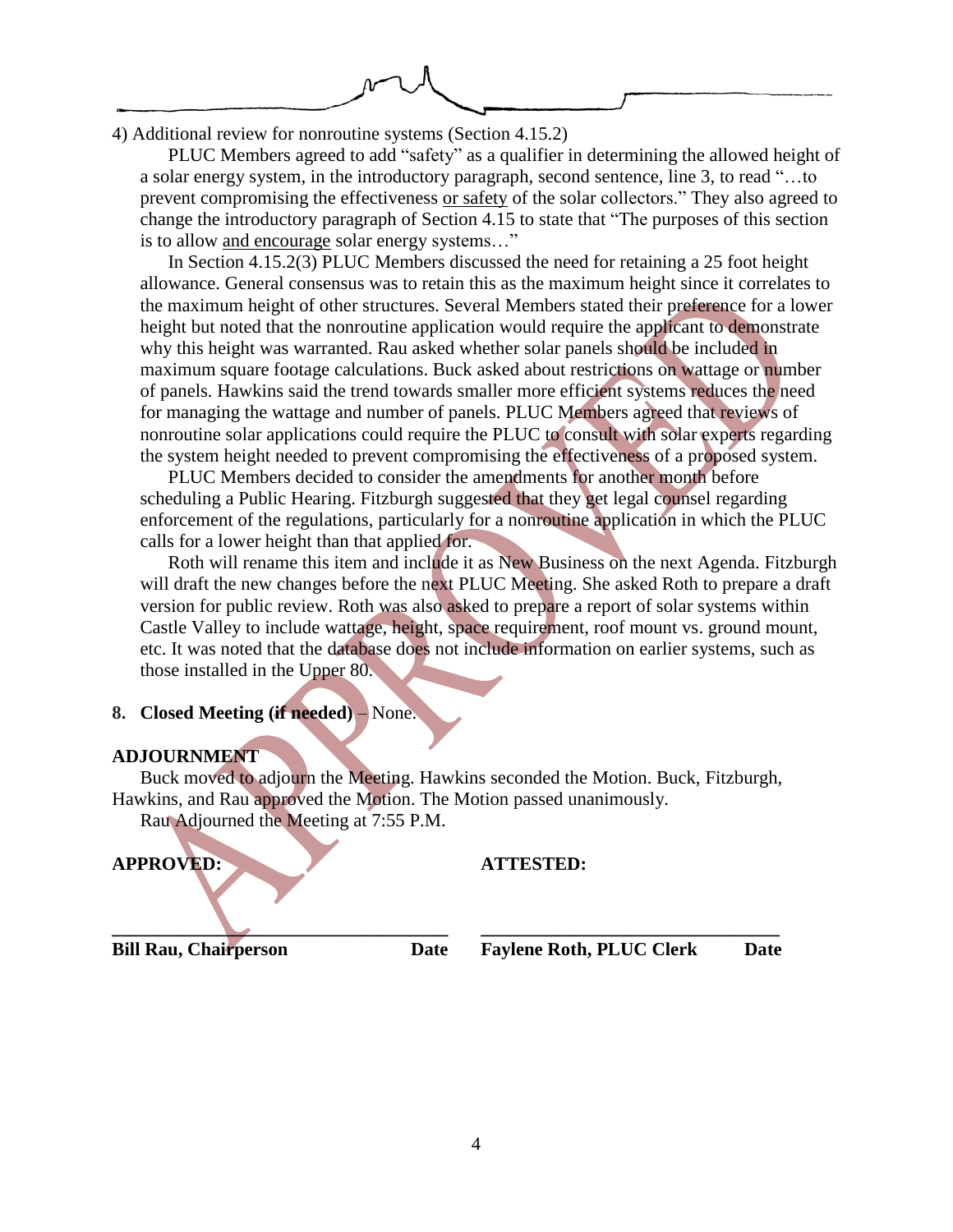4) Additional review for nonroutine systems (Section 4.15.2)

PLUC Members agreed to add "safety" as a qualifier in determining the allowed height of a solar energy system, in the introductory paragraph, second sentence, line 3, to read "…to prevent compromising the effectiveness or safety of the solar collectors." They also agreed to change the introductory paragraph of Section 4.15 to state that "The purposes of this section is to allow and encourage solar energy systems…"

In Section 4.15.2(3) PLUC Members discussed the need for retaining a 25 foot height allowance. General consensus was to retain this as the maximum height since it correlates to the maximum height of other structures. Several Members stated their preference for a lower height but noted that the nonroutine application would require the applicant to demonstrate why this height was warranted. Rau asked whether solar panels should be included in maximum square footage calculations. Buck asked about restrictions on wattage or number of panels. Hawkins said the trend towards smaller more efficient systems reduces the need for managing the wattage and number of panels. PLUC Members agreed that reviews of nonroutine solar applications could require the PLUC to consult with solar experts regarding the system height needed to prevent compromising the effectiveness of a proposed system.

PLUC Members decided to consider the amendments for another month before scheduling a Public Hearing. Fitzburgh suggested that they get legal counsel regarding enforcement of the regulations, particularly for a nonroutine application in which the PLUC calls for a lower height than that applied for.

Roth will rename this item and include it as New Business on the next Agenda. Fitzburgh will draft the new changes before the next PLUC Meeting. She asked Roth to prepare a draft version for public review. Roth was also asked to prepare a report of solar systems within Castle Valley to include wattage, height, space requirement, roof mount vs. ground mount, etc. It was noted that the database does not include information on earlier systems, such as those installed in the Upper 80.

**8. Closed Meeting (if needed)** – None.

**ADJOURNMENT**

Buck moved to adjourn the Meeting. Hawkins seconded the Motion. Buck, Fitzburgh, Hawkins, and Rau approved the Motion. The Motion passed unanimously.

Rau Adjourned the Meeting at 7:55 P.M.

**APPROVED:** **ATTESTED:**

_______________________________________ _______________________________________

**Bill Rau, Chairperson Date** **Faylene Roth, PLUC Clerk Date**